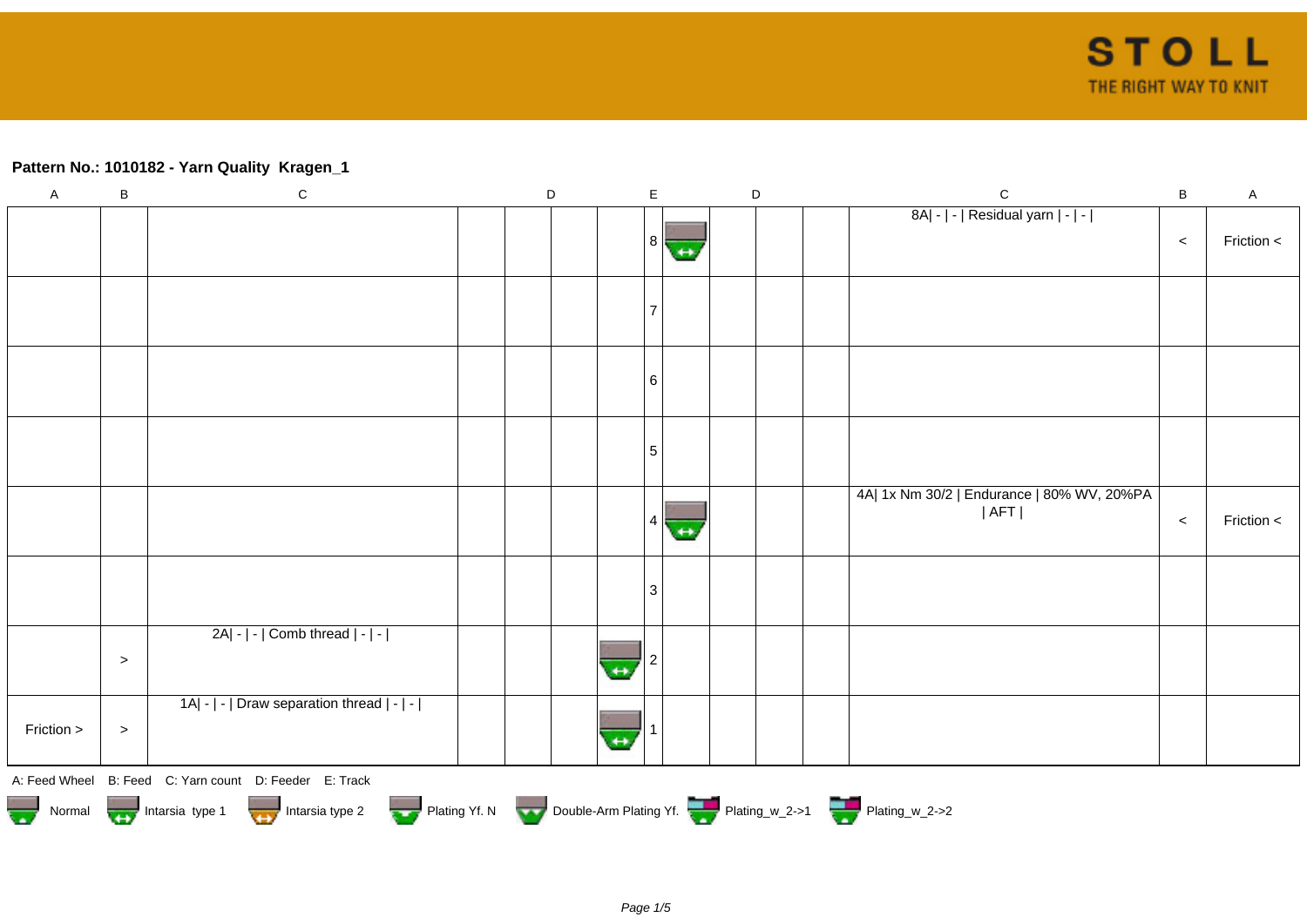**Pattern No.: 1010182 - Yarn Quality  Kragen_1**

| A | B | C | D | D | D | D | E | D | D | D | D | C | B | A |
|---|---|---|---|---|---|---|---|---|---|---|---|---|---|---|
| | | | | | | | 8 | | | | | 8A\| - \| - \| Residual yarn \| - \| - \| | < | Friction < |
| | | | | | | | 7 | | | | | | | |
| | | | | | | | 6 | | | | | | | |
| | | | | | | | 5 | | | | | | | |
| | | | | | | | 4 | | | | | 4A\| 1x Nm 30/2 \| Endurance \| 80% WV, 20%PA \| AFT \| | < | Friction < |
| | | | | | | | 3 | | | | | | | |
| | > | 2A\| - \| - \| Comb thread \| - \| - \| | | | | | 2 | | | | | | | |
| Friction > | > | 1A\| - \| - \| Draw separation thread \| - \| - \| | | | | | 1 | | | | | | | |

A: Feed Wheel   B: Feed   C: Yarn count   D: Feeder   E: Track

Normal   Intarsia type 1   Intarsia type 2   Plating Yf. N   Double-Arm Plating Yf.   Plating_w_2->1   Plating_w_2->2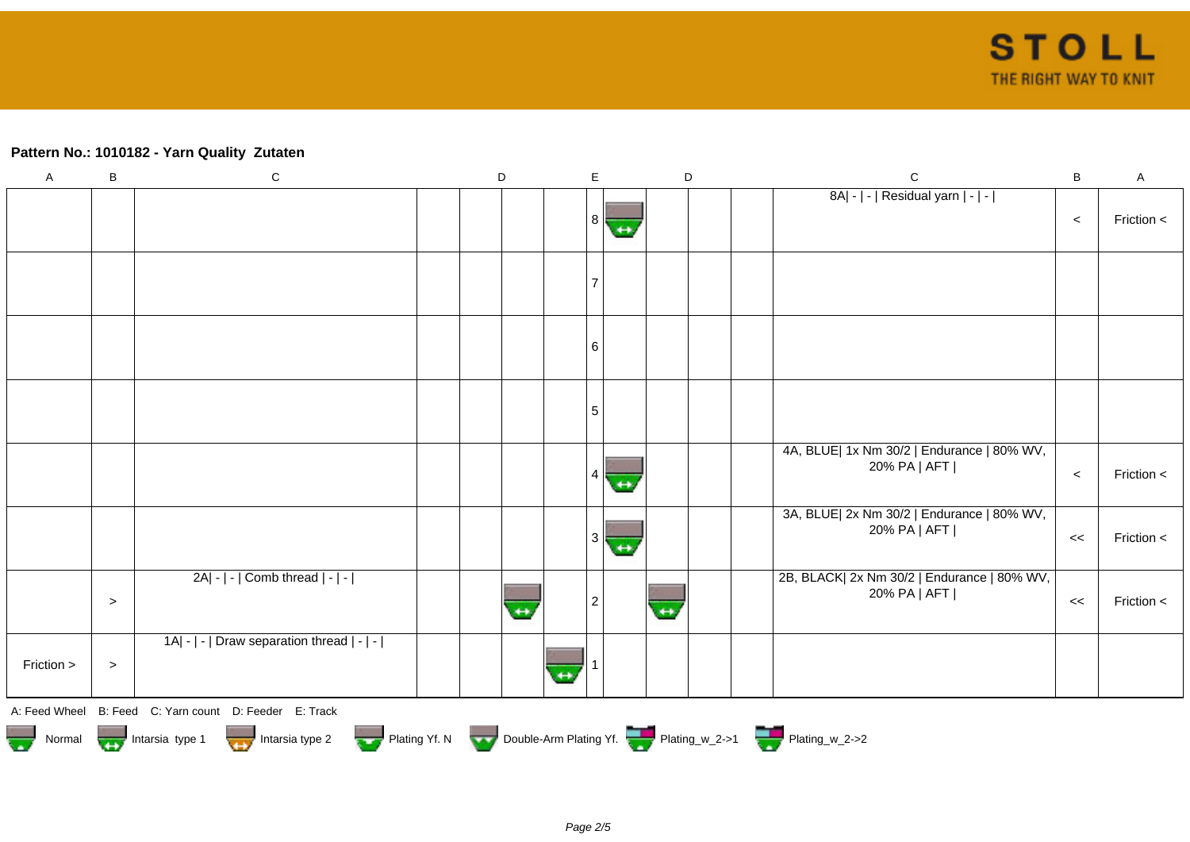**Pattern No.: 1010182 - Yarn Quality  Zutaten**

| A | B | C | | D | | | E | | D | | C | B | A |
|---|---|---|---|---|---|---|---|---|---|---|---|---|---|
| | | | | | | | 8 | | | | 8A\| - \| - \| Residual yarn \| - \| - \| | < | Friction < |
| | | | | | | | 7 | | | | | | |
| | | | | | | | 6 | | | | | | |
| | | | | | | | 5 | | | | | | |
| | | | | | | | 4 | | | | 4A, BLUE\| 1x Nm 30/2 \| Endurance \| 80% WV, 20% PA \| AFT \| | < | Friction < |
| | | | | | | | 3 | | | | 3A, BLUE\| 2x Nm 30/2 \| Endurance \| 80% WV, 20% PA \| AFT \| | << | Friction < |
| | > | 2A\| - \| - \| Comb thread \| - \| - \| | | | | | 2 | | | | 2B, BLACK\| 2x Nm 30/2 \| Endurance \| 80% WV, 20% PA \| AFT \| | << | Friction < |
| Friction > | > | 1A\| - \| - \| Draw separation thread \| - \| - \| | | | | | 1 | | | | | | |

A: Feed Wheel   B: Feed   C: Yarn count   D: Feeder   E: Track

Normal   Intarsia type 1   Intarsia type 2   Plating Yf. N   Double-Arm Plating Yf.   Plating_w_2->1   Plating_w_2->2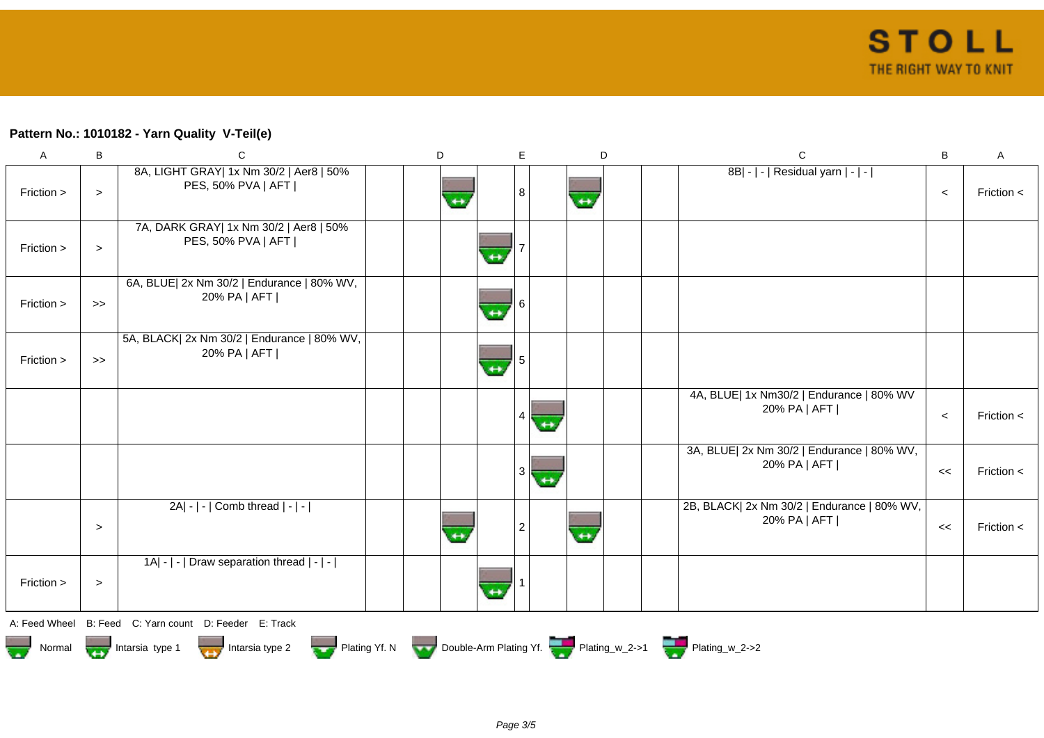**Pattern No.: 1010182 - Yarn Quality V-Teil(e)**

| A | B | C | D | | | | E | | D | | | C | B | A |
|---|---|---|---|---|---|---|---|---|---|---|---|---|---|---|
| Friction > | > | 8A, LIGHT GRAY\| 1x Nm 30/2 \| Aer8 \| 50% PES, 50% PVA \| AFT \| | | | | | 8 | | | | | 8B\| - \| - \| Residual yarn \| - \| - \| | < | Friction < |
| Friction > | > | 7A, DARK GRAY\| 1x Nm 30/2 \| Aer8 \| 50% PES, 50% PVA \| AFT \| | | | | | 7 | | | | | | | |
| Friction > | >> | 6A, BLUE\| 2x Nm 30/2 \| Endurance \| 80% WV, 20% PA \| AFT \| | | | | | 6 | | | | | | | |
| Friction > | >> | 5A, BLACK\| 2x Nm 30/2 \| Endurance \| 80% WV, 20% PA \| AFT \| | | | | | 5 | | | | | | | |
| | | | | | | | 4 | | | | | 4A, BLUE\| 1x Nm30/2 \| Endurance \| 80% WV 20% PA \| AFT \| | < | Friction < |
| | | | | | | | 3 | | | | | 3A, BLUE\| 2x Nm 30/2 \| Endurance \| 80% WV, 20% PA \| AFT \| | << | Friction < |
| | > | 2A\| - \| - \| Comb thread \| - \| - \| | | | | | 2 | | | | | 2B, BLACK\| 2x Nm 30/2 \| Endurance \| 80% WV, 20% PA \| AFT \| | << | Friction < |
| Friction > | > | 1A\| - \| - \| Draw separation thread \| - \| - \| | | | | | 1 | | | | | | | |

A: Feed Wheel B: Feed C: Yarn count D: Feeder E: Track

Normal Intarsia type 1 Intarsia type 2 Plating Yf. N Double-Arm Plating Yf. Plating_w_2->1 Plating_w_2->2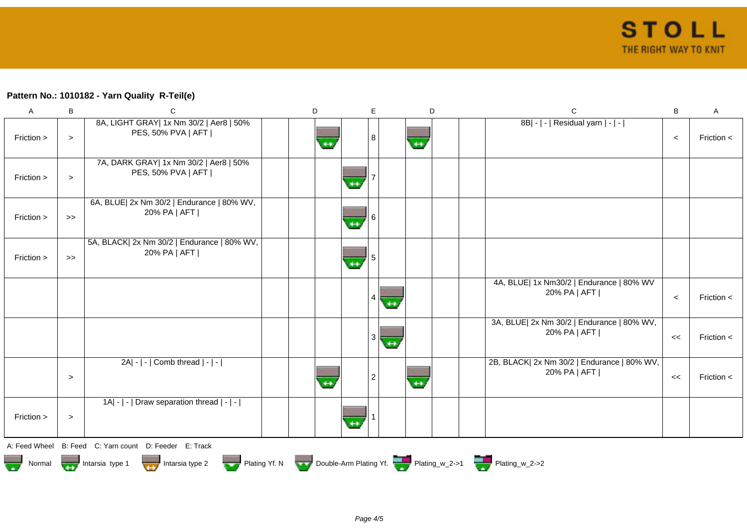**Pattern No.: 1010182 - Yarn Quality R-Teil(e)**

| A | B | C | | | D | | E | | D | | C | B | A |
|---|---|---|---|---|---|---|---|---|---|---|---|---|---|
| Friction > | > | 8A, LIGHT GRAY\| 1x Nm 30/2 \| Aer8 \| 50% PES, 50% PVA \| AFT \| | | | Intarsia type 1 | | 8 | | Intarsia type 1 | | 8B\| - \| - \| Residual yarn \| - \| - \| | < | Friction < |
| Friction > | > | 7A, DARK GRAY\| 1x Nm 30/2 \| Aer8 \| 50% PES, 50% PVA \| AFT \| | | | | Intarsia type 1 | 7 | | | | | | |
| Friction > | >> | 6A, BLUE\| 2x Nm 30/2 \| Endurance \| 80% WV, 20% PA \| AFT \| | | | | Intarsia type 1 | 6 | | | | | | |
| Friction > | >> | 5A, BLACK\| 2x Nm 30/2 \| Endurance \| 80% WV, 20% PA \| AFT \| | | | | Intarsia type 1 | 5 | | | | | | |
| | | | | | | | 4 | Intarsia type 1 | | | 4A, BLUE\| 1x Nm30/2 \| Endurance \| 80% WV 20% PA \| AFT \| | < | Friction < |
| | | | | | | | 3 | Intarsia type 1 | | | 3A, BLUE\| 2x Nm 30/2 \| Endurance \| 80% WV, 20% PA \| AFT \| | << | Friction < |
| | > | 2A\| - \| - \| Comb thread \| - \| - \| | | | Intarsia type 1 | | 2 | | Intarsia type 1 | | 2B, BLACK\| 2x Nm 30/2 \| Endurance \| 80% WV, 20% PA \| AFT \| | << | Friction < |
| Friction > | > | 1A\| - \| - \| Draw separation thread \| - \| - \| | | | | Intarsia type 1 | 1 | | | | | | |

A: Feed Wheel B: Feed C: Yarn count D: Feeder E: Track

Normal Intarsia type 1 Intarsia type 2 Plating Yf. N Double-Arm Plating Yf. Plating_w_2->1 Plating_w_2->2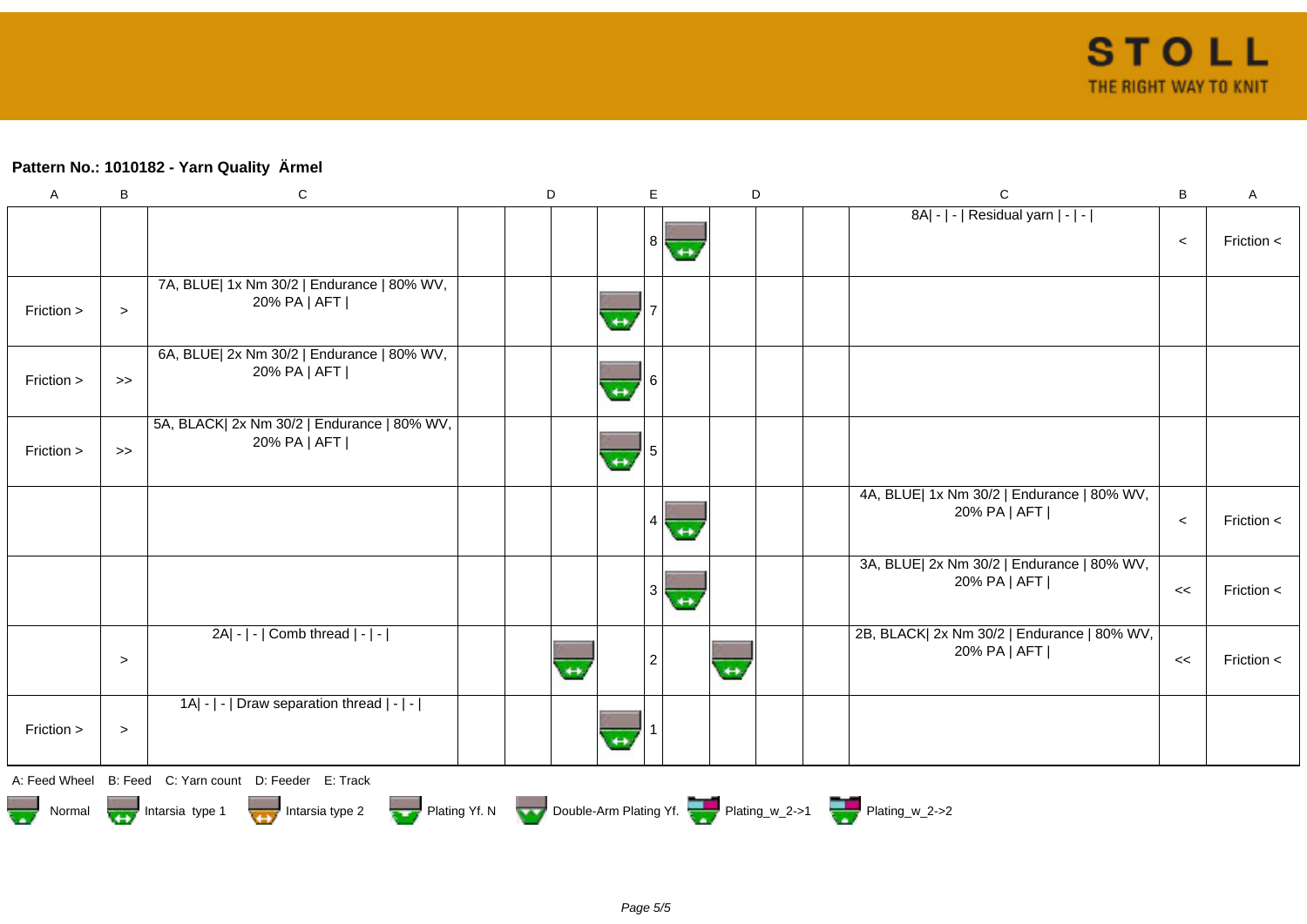**Pattern No.: 1010182 - Yarn Quality  Ärmel**

| A | B | C | D | D | D | E | E | D | D | D | C | B | A |
|---|---|---|---|---|---|---|---|---|---|---|---|---|---|
| | | | | | | | 8 | | | | 8A\| - \| - \| Residual yarn \| - \| - \| | < | Friction < |
| Friction > | > | 7A, BLUE\| 1x Nm 30/2 \| Endurance \| 80% WV, 20% PA \| AFT \| | | | | | 7 | | | | | | |
| Friction > | >> | 6A, BLUE\| 2x Nm 30/2 \| Endurance \| 80% WV, 20% PA \| AFT \| | | | | | 6 | | | | | | |
| Friction > | >> | 5A, BLACK\| 2x Nm 30/2 \| Endurance \| 80% WV, 20% PA \| AFT \| | | | | | 5 | | | | | | |
| | | | | | | | 4 | | | | 4A, BLUE\| 1x Nm 30/2 \| Endurance \| 80% WV, 20% PA \| AFT \| | < | Friction < |
| | | | | | | | 3 | | | | 3A, BLUE\| 2x Nm 30/2 \| Endurance \| 80% WV, 20% PA \| AFT \| | << | Friction < |
| | > | 2A\| - \| - \| Comb thread \| - \| - \| | | | | | 2 | | | | 2B, BLACK\| 2x Nm 30/2 \| Endurance \| 80% WV, 20% PA \| AFT \| | << | Friction < |
| Friction > | > | 1A\| - \| - \| Draw separation thread \| - \| - \| | | | | | 1 | | | | | | |

A: Feed Wheel B: Feed C: Yarn count D: Feeder E: Track

Normal  Intarsia type 1  Intarsia type 2  Plating Yf. N  Double-Arm Plating Yf.  Plating_w_2->1  Plating_w_2->2